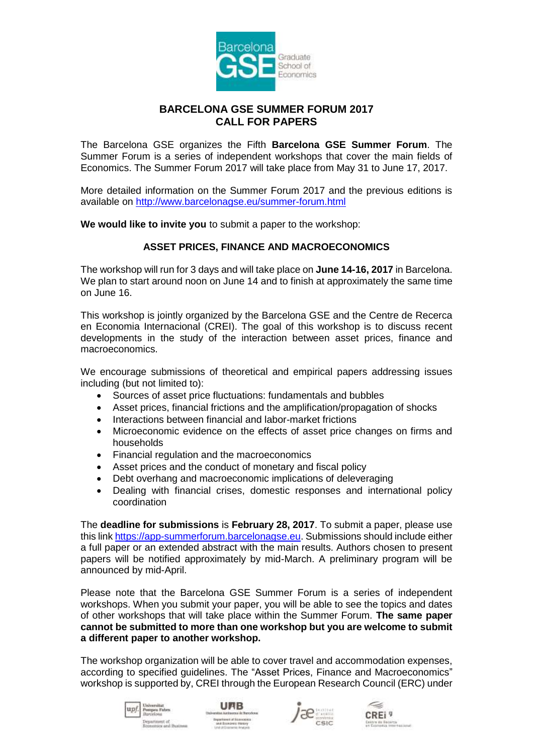# BARCELONA GSE SUMMER FORUM 2017
# CALL FOR PAPERS

The Barcelona GSE organizes the Fifth **Barcelona GSE Summer Forum**. The Summer Forum is a series of independent workshops that cover the main fields of Economics. The Summer Forum 2017 will take place from May 31 to June 17, 2017.

More detailed information on the Summer Forum 2017 and the previous editions is available on http://www.barcelonagse.eu/summer-forum.html

**We would like to invite you** to submit a paper to the workshop:

## ASSET PRICES, FINANCE AND MACROECONOMICS

The workshop will run for 3 days and will take place on **June 14-16, 2017** in Barcelona. We plan to start around noon on June 14 and to finish at approximately the same time on June 16.

This workshop is jointly organized by the Barcelona GSE and the Centre de Recerca en Economia Internacional (CREI). The goal of this workshop is to discuss recent developments in the study of the interaction between asset prices, finance and macroeconomics.

We encourage submissions of theoretical and empirical papers addressing issues including (but not limited to):

- Sources of asset price fluctuations: fundamentals and bubbles
- Asset prices, financial frictions and the amplification/propagation of shocks
- Interactions between financial and labor-market frictions
- Microeconomic evidence on the effects of asset price changes on firms and households
- Financial regulation and the macroeconomics
- Asset prices and the conduct of monetary and fiscal policy
- Debt overhang and macroeconomic implications of deleveraging
- Dealing with financial crises, domestic responses and international policy coordination

The **deadline for submissions** is **February 28, 2017**. To submit a paper, please use this link https://app-summerforum.barcelonagse.eu. Submissions should include either a full paper or an extended abstract with the main results. Authors chosen to present papers will be notified approximately by mid-March. A preliminary program will be announced by mid-April.

Please note that the Barcelona GSE Summer Forum is a series of independent workshops. When you submit your paper, you will be able to see the topics and dates of other workshops that will take place within the Summer Forum. **The same paper cannot be submitted to more than one workshop but you are welcome to submit a different paper to another workshop.**

The workshop organization will be able to cover travel and accommodation expenses, according to specified guidelines. The "Asset Prices, Finance and Macroeconomics" workshop is supported by, CREI through the European Research Council (ERC) under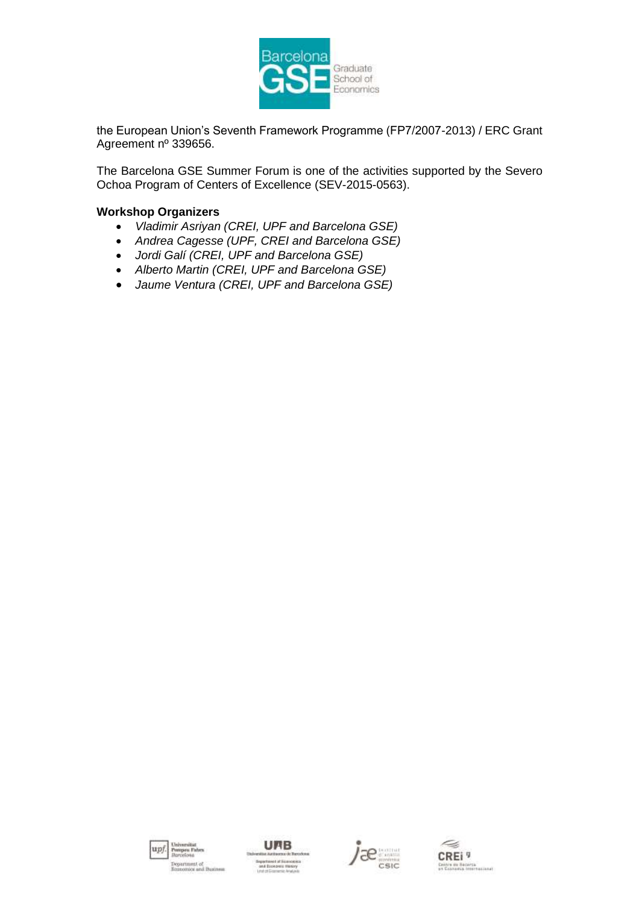the European Union's Seventh Framework Programme (FP7/2007-2013) / ERC Grant Agreement nº 339656.

The Barcelona GSE Summer Forum is one of the activities supported by the Severo Ochoa Program of Centers of Excellence (SEV-2015-0563).

**Workshop Organizers**

- *Vladimir Asriyan (CREI, UPF and Barcelona GSE)*
- *Andrea Cagesse (UPF, CREI and Barcelona GSE)*
- *Jordi Galí (CREI, UPF and Barcelona GSE)*
- *Alberto Martin (CREI, UPF and Barcelona GSE)*
- *Jaume Ventura (CREI, UPF and Barcelona GSE)*